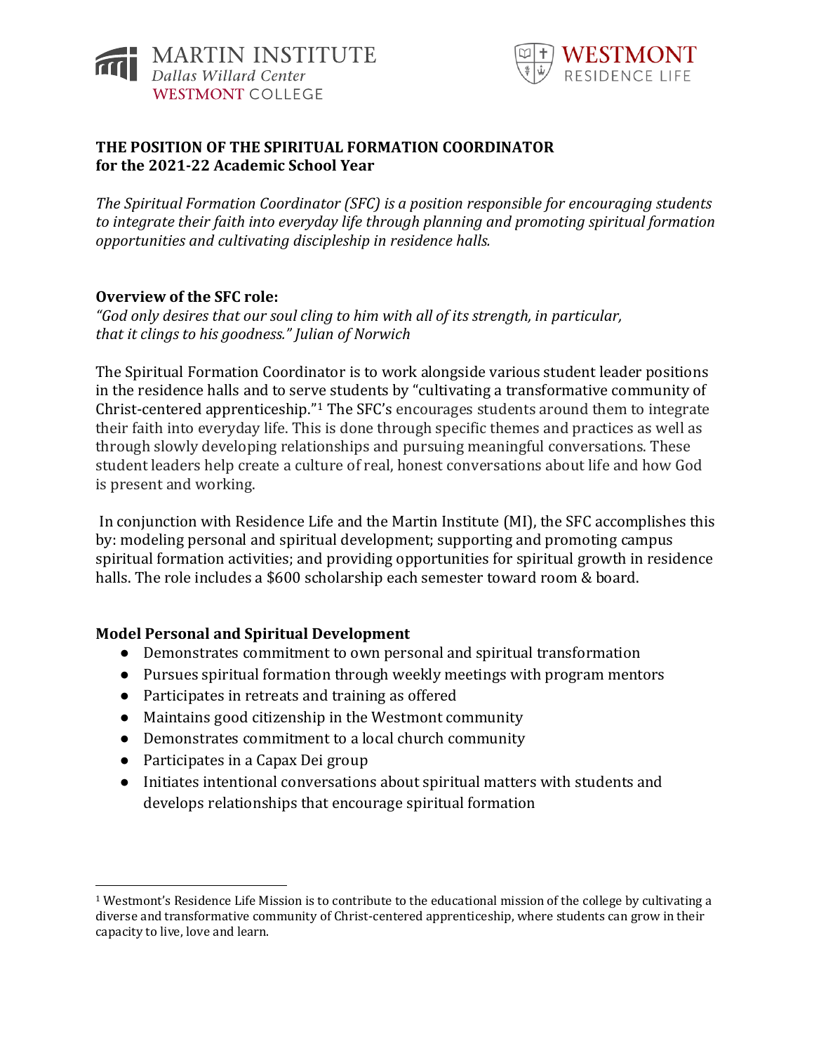MARTIN INSTITUTE
*Dallas Willard Center*
WESTMONT COLLEGE

WESTMONT
RESIDENCE LIFE

**THE POSITION OF THE SPIRITUAL FORMATION COORDINATOR**
**for the 2021-22 Academic School Year**

*The Spiritual Formation Coordinator (SFC) is a position responsible for encouraging students to integrate their faith into everyday life through planning and promoting spiritual formation opportunities and cultivating discipleship in residence halls.*

**Overview of the SFC role:**

*"God only desires that our soul cling to him with all of its strength, in particular, that it clings to his goodness." Julian of Norwich*

The Spiritual Formation Coordinator is to work alongside various student leader positions in the residence halls and to serve students by "cultivating a transformative community of Christ-centered apprenticeship."[1] The SFC's encourages students around them to integrate their faith into everyday life. This is done through specific themes and practices as well as through slowly developing relationships and pursuing meaningful conversations. These student leaders help create a culture of real, honest conversations about life and how God is present and working.

In conjunction with Residence Life and the Martin Institute (MI), the SFC accomplishes this by: modeling personal and spiritual development; supporting and promoting campus spiritual formation activities; and providing opportunities for spiritual growth in residence halls. The role includes a $600 scholarship each semester toward room & board.

**Model Personal and Spiritual Development**

- Demonstrates commitment to own personal and spiritual transformation
- Pursues spiritual formation through weekly meetings with program mentors
- Participates in retreats and training as offered
- Maintains good citizenship in the Westmont community
- Demonstrates commitment to a local church community
- Participates in a Capax Dei group
- Initiates intentional conversations about spiritual matters with students and develops relationships that encourage spiritual formation

[1] Westmont's Residence Life Mission is to contribute to the educational mission of the college by cultivating a diverse and transformative community of Christ-centered apprenticeship, where students can grow in their capacity to live, love and learn.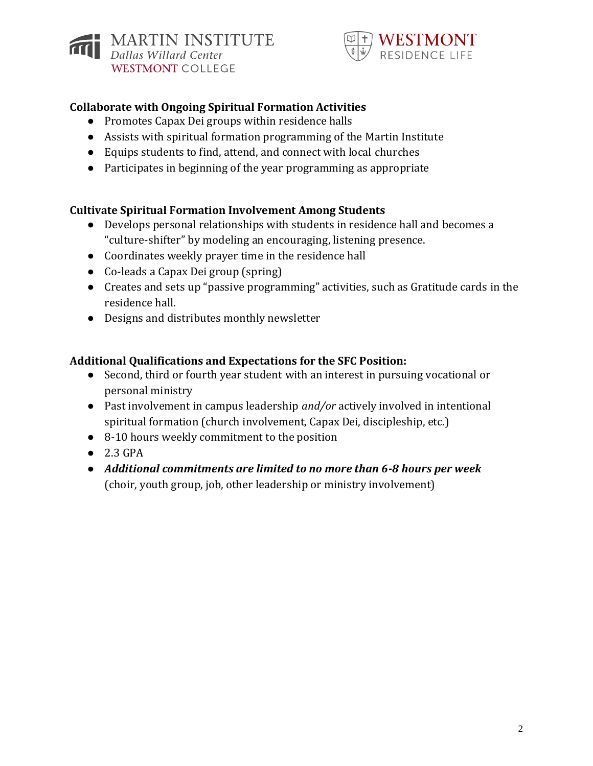**Collaborate with Ongoing Spiritual Formation Activities**

- Promotes Capax Dei groups within residence halls
- Assists with spiritual formation programming of the Martin Institute
- Equips students to find, attend, and connect with local churches
- Participates in beginning of the year programming as appropriate

**Cultivate Spiritual Formation Involvement Among Students**

- Develops personal relationships with students in residence hall and becomes a "culture-shifter" by modeling an encouraging, listening presence.
- Coordinates weekly prayer time in the residence hall
- Co-leads a Capax Dei group (spring)
- Creates and sets up "passive programming" activities, such as Gratitude cards in the residence hall.
- Designs and distributes monthly newsletter

**Additional Qualifications and Expectations for the SFC Position:**

- Second, third or fourth year student with an interest in pursuing vocational or personal ministry
- Past involvement in campus leadership *and/or* actively involved in intentional spiritual formation (church involvement, Capax Dei, discipleship, etc.)
- 8-10 hours weekly commitment to the position
- 2.3 GPA
- ***Additional commitments are limited to no more than 6-8 hours per week*** (choir, youth group, job, other leadership or ministry involvement)